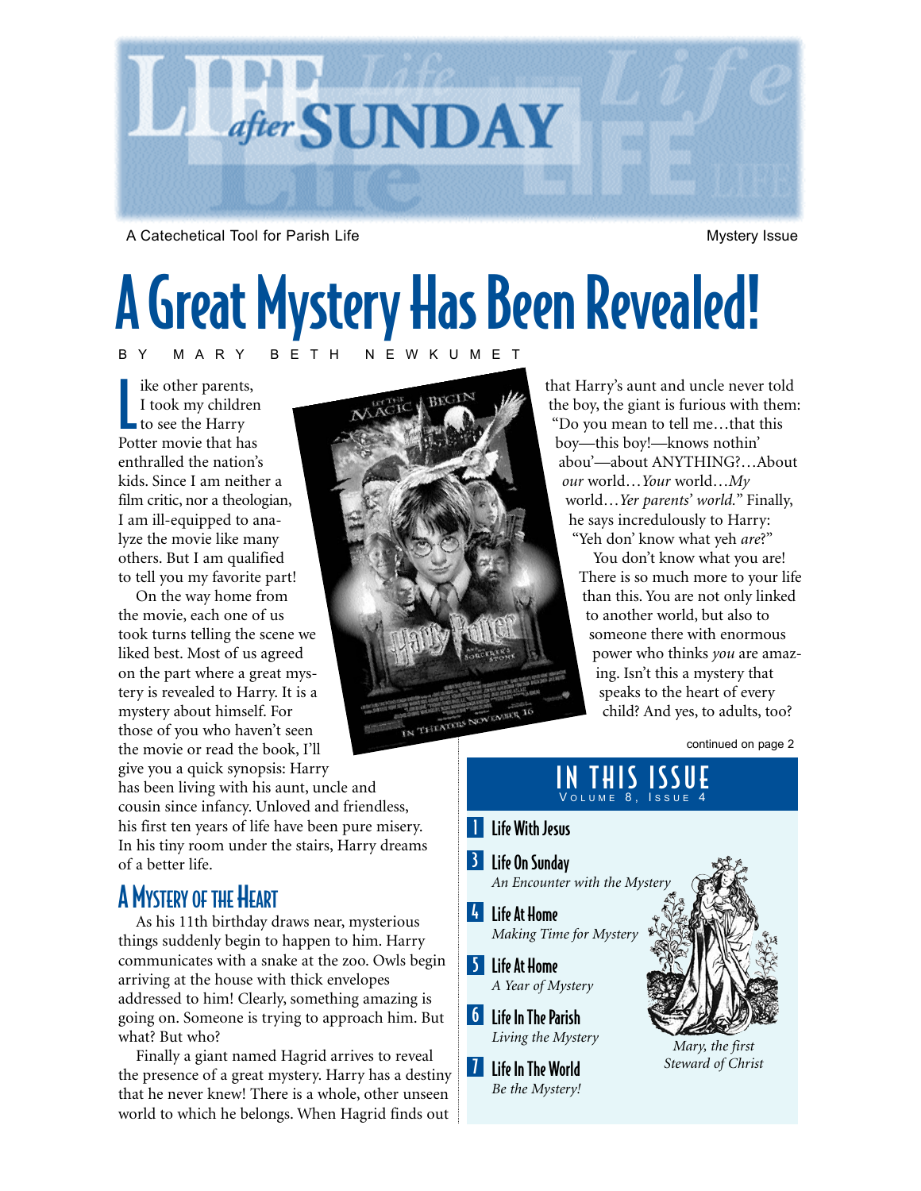# Life after SUNDAY

A Catechetical Tool for Parish Life

Mystery Issue

# A Great Mystery Has Been Revealed!

BY MARY BETH NEWKUMET

Like other parents, I took my children to see the Harry Potter movie that has enthralled the nation's kids. Since I am neither a film critic, nor a theologian, I am ill-equipped to analyze the movie like many others. But I am qualified to tell you my favorite part!

On the way home from the movie, each one of us took turns telling the scene we liked best. Most of us agreed on the part where a great mystery is revealed to Harry. It is a mystery about himself. For those of you who haven't seen the movie or read the book, I'll give you a quick synopsis: Harry has been living with his aunt, uncle and cousin since infancy. Unloved and friendless, his first ten years of life have been pure misery. In his tiny room under the stairs, Harry dreams of a better life.

## A Mystery of the Heart

As his 11th birthday draws near, mysterious things suddenly begin to happen to him. Harry communicates with a snake at the zoo. Owls begin arriving at the house with thick envelopes addressed to him! Clearly, something amazing is going on. Someone is trying to approach him. But what? But who?

Finally a giant named Hagrid arrives to reveal the presence of a great mystery. Harry has a destiny that he never knew! There is a whole, other unseen world to which he belongs. When Hagrid finds out that Harry's aunt and uncle never told the boy, the giant is furious with them: "Do you mean to tell me…that this boy—this boy!—knows nothin' abou'—about ANYTHING?…About *our* world…*Your* world…*My* world…*Yer parents' world.*" Finally, he says incredulously to Harry: "Yeh don' know what yeh *are*?"

You don't know what you are! There is so much more to your life than this. You are not only linked to another world, but also to someone there with enormous power who thinks *you* are amazing. Isn't this a mystery that speaks to the heart of every child? And yes, to adults, too?

continued on page 2

## IN THIS ISSUE

VOLUME 8, ISSUE 4

- **1** Life With Jesus
- **3** Life On Sunday — *An Encounter with the Mystery*
- **4** Life At Home — *Making Time for Mystery*
- **5** Life At Home — *A Year of Mystery*
- **6** Life In The Parish — *Living the Mystery*
- **7** Life In The World — *Be the Mystery!*

*Mary, the first Steward of Christ*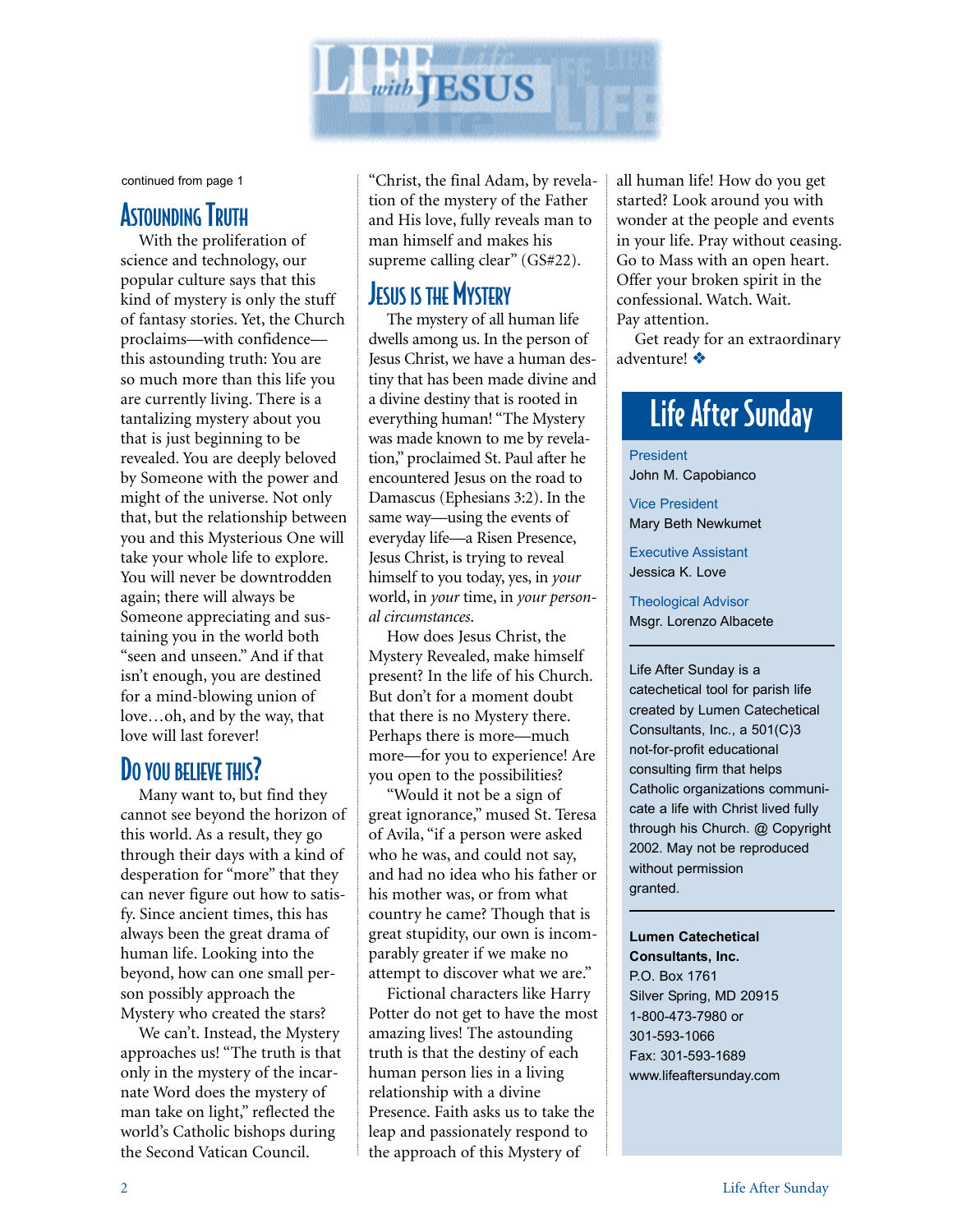continued from page 1

## Astounding Truth

With the proliferation of science and technology, our popular culture says that this kind of mystery is only the stuff of fantasy stories. Yet, the Church proclaims—with confidence—this astounding truth: You are so much more than this life you are currently living. There is a tantalizing mystery about you that is just beginning to be revealed. You are deeply beloved by Someone with the power and might of the universe. Not only that, but the relationship between you and this Mysterious One will take your whole life to explore. You will never be downtrodden again; there will always be Someone appreciating and sustaining you in the world both "seen and unseen." And if that isn't enough, you are destined for a mind-blowing union of love…oh, and by the way, that love will last forever!

## Do You Believe This?

Many want to, but find they cannot see beyond the horizon of this world. As a result, they go through their days with a kind of desperation for "more" that they can never figure out how to satisfy. Since ancient times, this has always been the great drama of human life. Looking into the beyond, how can one small person possibly approach the Mystery who created the stars?

We can't. Instead, the Mystery approaches us! "The truth is that only in the mystery of the incarnate Word does the mystery of man take on light," reflected the world's Catholic bishops during the Second Vatican Council. "Christ, the final Adam, by revelation of the mystery of the Father and His love, fully reveals man to man himself and makes his supreme calling clear" (GS#22).

## Jesus is the Mystery

The mystery of all human life dwells among us. In the person of Jesus Christ, we have a human destiny that has been made divine and a divine destiny that is rooted in everything human! "The Mystery was made known to me by revelation," proclaimed St. Paul after he encountered Jesus on the road to Damascus (Ephesians 3:2). In the same way—using the events of everyday life—a Risen Presence, Jesus Christ, is trying to reveal himself to you today, yes, in *your* world, in *your* time, in *your personal circumstances.*

How does Jesus Christ, the Mystery Revealed, make himself present? In the life of his Church. But don't for a moment doubt that there is no Mystery there. Perhaps there is more—much more—for you to experience! Are you open to the possibilities?

"Would it not be a sign of great ignorance," mused St. Teresa of Avila, "if a person were asked who he was, and could not say, and had no idea who his father or his mother was, or from what country he came? Though that is great stupidity, our own is incomparably greater if we make no attempt to discover what we are."

Fictional characters like Harry Potter do not get to have the most amazing lives! The astounding truth is that the destiny of each human person lies in a living relationship with a divine Presence. Faith asks us to take the leap and passionately respond to the approach of this Mystery of all human life! How do you get started? Look around you with wonder at the people and events in your life. Pray without ceasing. Go to Mass with an open heart. Offer your broken spirit in the confessional. Watch. Wait. Pay attention.

Get ready for an extraordinary adventure! ❖

## Life After Sunday

President
John M. Capobianco

Vice President
Mary Beth Newkumet

Executive Assistant
Jessica K. Love

Theological Advisor
Msgr. Lorenzo Albacete

Life After Sunday is a catechetical tool for parish life created by Lumen Catechetical Consultants, Inc., a 501(C)3 not-for-profit educational consulting firm that helps Catholic organizations communicate a life with Christ lived fully through his Church. @ Copyright 2002. May not be reproduced without permission granted.

**Lumen Catechetical Consultants, Inc.**
P.O. Box 1761
Silver Spring, MD 20915
1-800-473-7980 or
301-593-1066
Fax: 301-593-1689
www.lifeaftersunday.com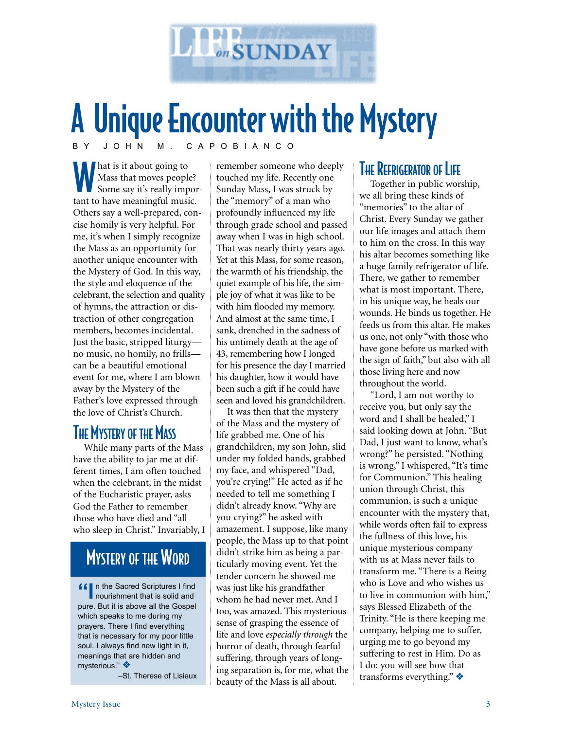# A Unique Encounter with the Mystery

BY JOHN M. CAPOBIANCO

What is it about going to Mass that moves people? Some say it's really important to have meaningful music. Others say a well-prepared, concise homily is very helpful. For me, it's when I simply recognize the Mass as an opportunity for another unique encounter with the Mystery of God. In this way, the style and eloquence of the celebrant, the selection and quality of hymns, the attraction or distraction of other congregation members, becomes incidental. Just the basic, stripped liturgy—no music, no homily, no frills—can be a beautiful emotional event for me, where I am blown away by the Mystery of the Father's love expressed through the love of Christ's Church.

## The Mystery of the Mass

While many parts of the Mass have the ability to jar me at different times, I am often touched when the celebrant, in the midst of the Eucharistic prayer, asks God the Father to remember those who have died and "all who sleep in Christ." Invariably, I remember someone who deeply touched my life. Recently one Sunday Mass, I was struck by the "memory" of a man who profoundly influenced my life through grade school and passed away when I was in high school. That was nearly thirty years ago. Yet at this Mass, for some reason, the warmth of his friendship, the quiet example of his life, the simple joy of what it was like to be with him flooded my memory. And almost at the same time, I sank, drenched in the sadness of his untimely death at the age of 43, remembering how I longed for his presence the day I married his daughter, how it would have been such a gift if he could have seen and loved his grandchildren.

It was then that the mystery of the Mass and the mystery of life grabbed me. One of his grandchildren, my son John, slid under my folded hands, grabbed my face, and whispered "Dad, you're crying!" He acted as if he needed to tell me something I didn't already know. "Why are you crying?" he asked with amazement. I suppose, like many people, the Mass up to that point didn't strike him as being a particularly moving event. Yet the tender concern he showed me was just like his grandfather whom he had never met. And I too, was amazed. This mysterious sense of grasping the essence of life and love *especially through* the horror of death, through fearful suffering, through years of longing separation is, for me, what the beauty of the Mass is all about.

## The Refrigerator of Life

Together in public worship, we all bring these kinds of "memories" to the altar of Christ. Every Sunday we gather our life images and attach them to him on the cross. In this way his altar becomes something like a huge family refrigerator of life. There, we gather to remember what is most important. There, in his unique way, he heals our wounds. He binds us together. He feeds us from this altar. He makes us one, not only "with those who have gone before us marked with the sign of faith," but also with all those living here and now throughout the world.

"Lord, I am not worthy to receive you, but only say the word and I shall be healed," I said looking down at John. "But Dad, I just want to know, what's wrong?" he persisted. "Nothing is wrong," I whispered, "It's time for Communion." This healing union through Christ, this communion, is such a unique encounter with the mystery that, while words often fail to express the fullness of this love, his unique mysterious company with us at Mass never fails to transform me. "There is a Being who is Love and who wishes us to live in communion with him," says Blessed Elizabeth of the Trinity. "He is there keeping me company, helping me to go beyond my suffering to rest in Him. Do as I do: you will see how that transforms everything." ❖

## Mystery of the Word

"In the Sacred Scriptures I find nourishment that is solid and pure. But it is above all the Gospel which speaks to me during my prayers. There I find everything that is necessary for my poor little soul. I always find new light in it, meanings that are hidden and mysterious." ❖

–St. Therese of Lisieux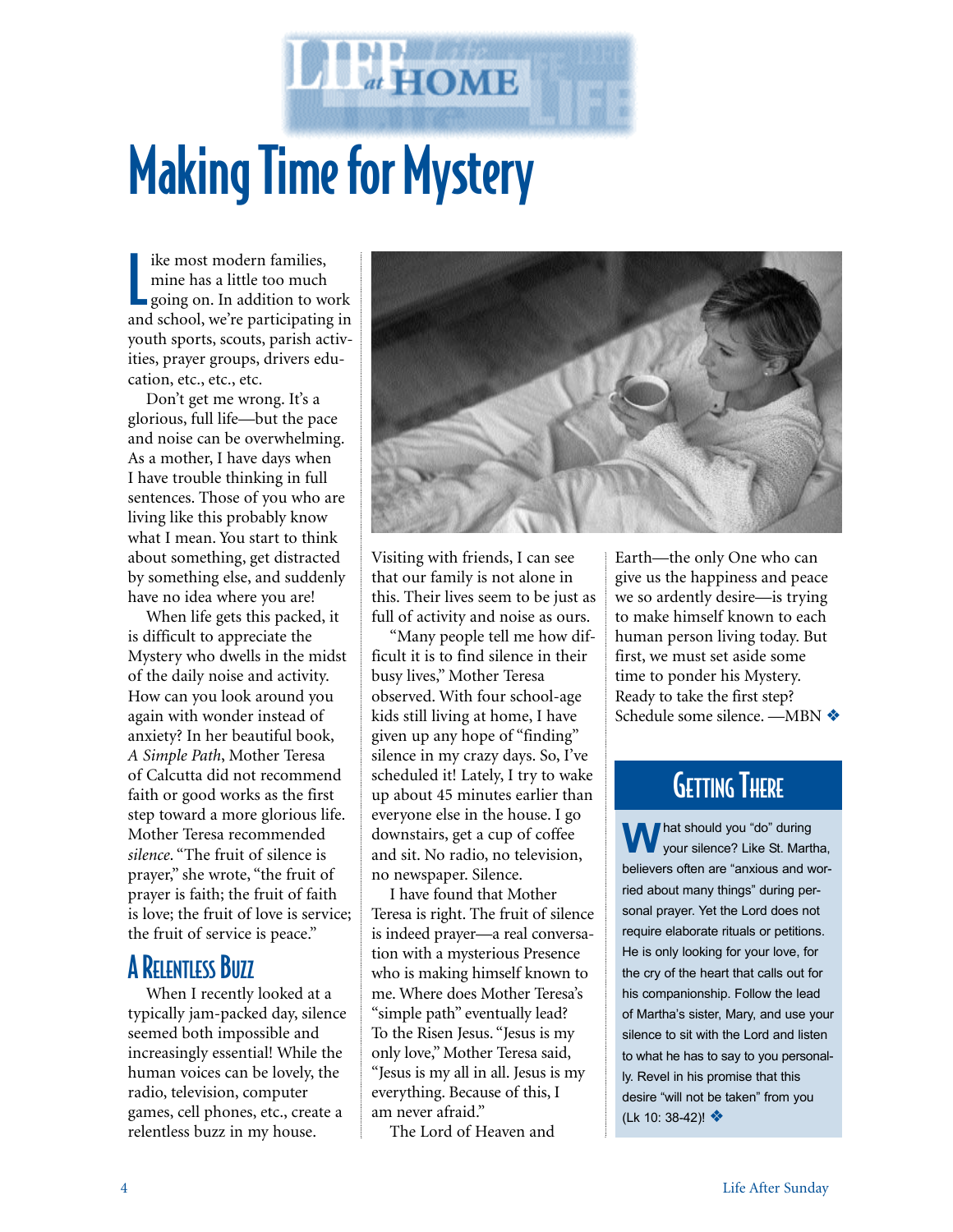# Making Time for Mystery

Like most modern families, mine has a little too much going on. In addition to work and school, we're participating in youth sports, scouts, parish activities, prayer groups, drivers education, etc., etc., etc.

Don't get me wrong. It's a glorious, full life—but the pace and noise can be overwhelming. As a mother, I have days when I have trouble thinking in full sentences. Those of you who are living like this probably know what I mean. You start to think about something, get distracted by something else, and suddenly have no idea where you are!

When life gets this packed, it is difficult to appreciate the Mystery who dwells in the midst of the daily noise and activity. How can you look around you again with wonder instead of anxiety? In her beautiful book, *A Simple Path*, Mother Teresa of Calcutta did not recommend faith or good works as the first step toward a more glorious life. Mother Teresa recommended *silence*. "The fruit of silence is prayer," she wrote, "the fruit of prayer is faith; the fruit of faith is love; the fruit of love is service; the fruit of service is peace."

## A Relentless Buzz

When I recently looked at a typically jam-packed day, silence seemed both impossible and increasingly essential! While the human voices can be lovely, the radio, television, computer games, cell phones, etc., create a relentless buzz in my house. Visiting with friends, I can see that our family is not alone in this. Their lives seem to be just as full of activity and noise as ours.

"Many people tell me how difficult it is to find silence in their busy lives," Mother Teresa observed. With four school-age kids still living at home, I have given up any hope of "finding" silence in my crazy days. So, I've scheduled it! Lately, I try to wake up about 45 minutes earlier than everyone else in the house. I go downstairs, get a cup of coffee and sit. No radio, no television, no newspaper. Silence.

I have found that Mother Teresa is right. The fruit of silence is indeed prayer—a real conversation with a mysterious Presence who is making himself known to me. Where does Mother Teresa's "simple path" eventually lead? To the Risen Jesus. "Jesus is my only love," Mother Teresa said, "Jesus is my all in all. Jesus is my everything. Because of this, I am never afraid."

The Lord of Heaven and Earth—the only One who can give us the happiness and peace we so ardently desire—is trying to make himself known to each human person living today. But first, we must set aside some time to ponder his Mystery. Ready to take the first step? Schedule some silence. —MBN ❖

## Getting There

What should you "do" during your silence? Like St. Martha, believers often are "anxious and worried about many things" during personal prayer. Yet the Lord does not require elaborate rituals or petitions. He is only looking for your love, for the cry of the heart that calls out for his companionship. Follow the lead of Martha's sister, Mary, and use your silence to sit with the Lord and listen to what he has to say to you personally. Revel in his promise that this desire "will not be taken" from you (Lk 10: 38-42)! ❖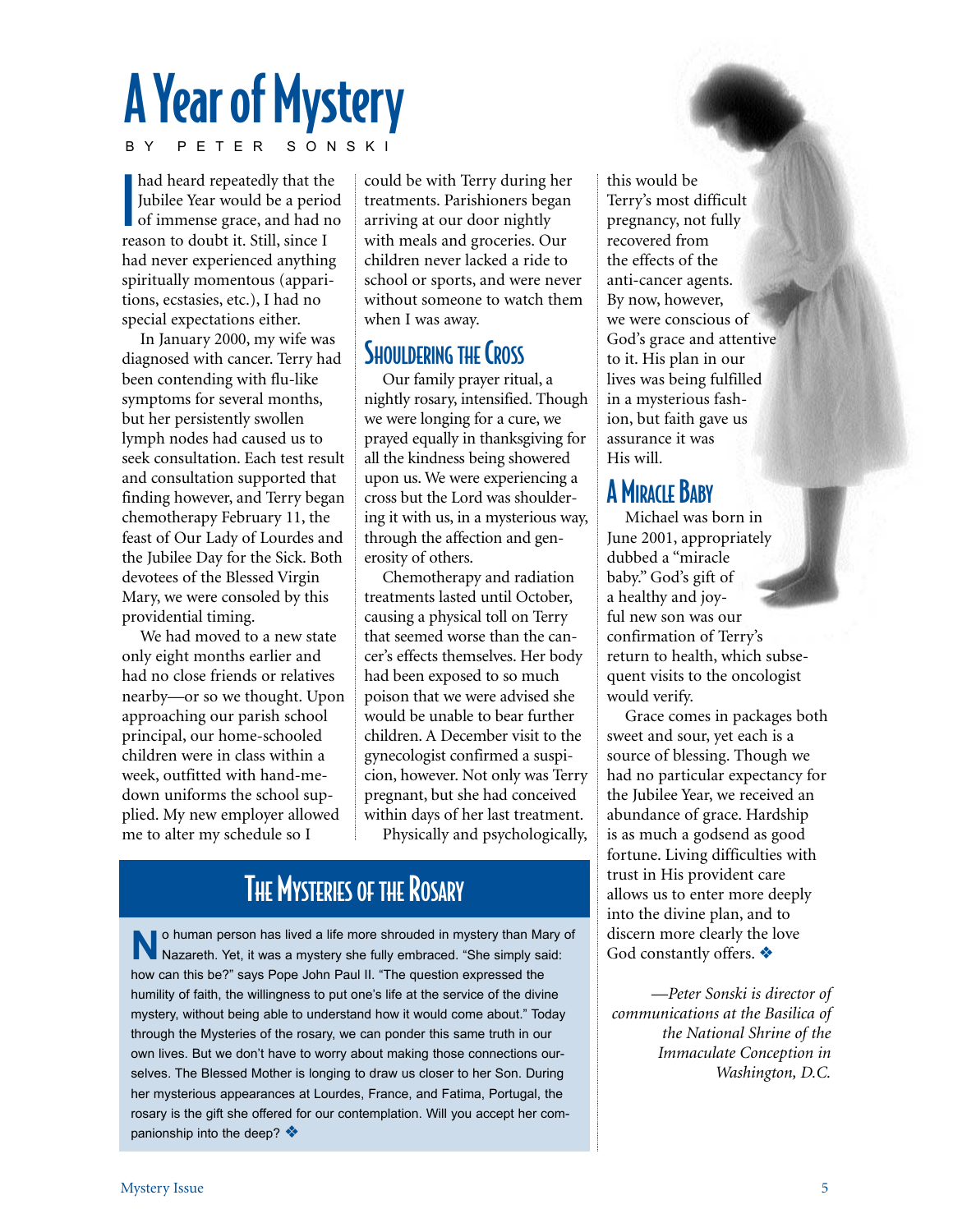# A Year of Mystery

BY PETER SONSKI

I had heard repeatedly that the Jubilee Year would be a period of immense grace, and had no reason to doubt it. Still, since I had never experienced anything spiritually momentous (apparitions, ecstasies, etc.), I had no special expectations either.

In January 2000, my wife was diagnosed with cancer. Terry had been contending with flu-like symptoms for several months, but her persistently swollen lymph nodes had caused us to seek consultation. Each test result and consultation supported that finding however, and Terry began chemotherapy February 11, the feast of Our Lady of Lourdes and the Jubilee Day for the Sick. Both devotees of the Blessed Virgin Mary, we were consoled by this providential timing.

We had moved to a new state only eight months earlier and had no close friends or relatives nearby—or so we thought. Upon approaching our parish school principal, our home-schooled children were in class within a week, outfitted with hand-me-down uniforms the school supplied. My new employer allowed me to alter my schedule so I could be with Terry during her treatments. Parishioners began arriving at our door nightly with meals and groceries. Our children never lacked a ride to school or sports, and were never without someone to watch them when I was away.

## Shouldering the Cross

Our family prayer ritual, a nightly rosary, intensified. Though we were longing for a cure, we prayed equally in thanksgiving for all the kindness being showered upon us. We were experiencing a cross but the Lord was shouldering it with us, in a mysterious way, through the affection and generosity of others.

Chemotherapy and radiation treatments lasted until October, causing a physical toll on Terry that seemed worse than the cancer's effects themselves. Her body had been exposed to so much poison that we were advised she would be unable to bear further children. A December visit to the gynecologist confirmed a suspicion, however. Not only was Terry pregnant, but she had conceived within days of her last treatment.

Physically and psychologically, this would be Terry's most difficult pregnancy, not fully recovered from the effects of the anti-cancer agents. By now, however, we were conscious of God's grace and attentive to it. His plan in our lives was being fulfilled in a mysterious fashion, but faith gave us assurance it was His will.

## A Miracle Baby

Michael was born in June 2001, appropriately dubbed a "miracle baby." God's gift of a healthy and joyful new son was our confirmation of Terry's return to health, which subsequent visits to the oncologist would verify.

Grace comes in packages both sweet and sour, yet each is a source of blessing. Though we had no particular expectancy for the Jubilee Year, we received an abundance of grace. Hardship is as much a godsend as good fortune. Living difficulties with trust in His provident care allows us to enter more deeply into the divine plan, and to discern more clearly the love God constantly offers. ❖

*—Peter Sonski is director of communications at the Basilica of the National Shrine of the Immaculate Conception in Washington, D.C.*

## The Mysteries of the Rosary

No human person has lived a life more shrouded in mystery than Mary of Nazareth. Yet, it was a mystery she fully embraced. "She simply said: how can this be?" says Pope John Paul II. "The question expressed the humility of faith, the willingness to put one's life at the service of the divine mystery, without being able to understand how it would come about." Today through the Mysteries of the rosary, we can ponder this same truth in our own lives. But we don't have to worry about making those connections ourselves. The Blessed Mother is longing to draw us closer to her Son. During her mysterious appearances at Lourdes, France, and Fatima, Portugal, the rosary is the gift she offered for our contemplation. Will you accept her companionship into the deep? ❖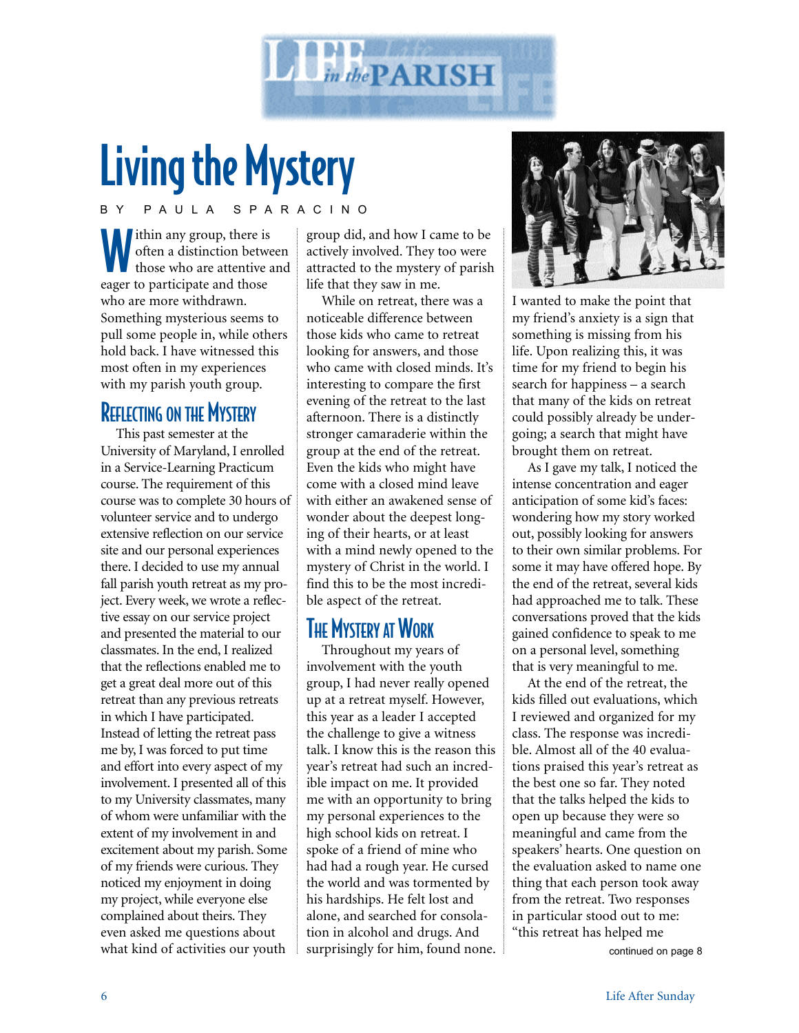# Living the Mystery

BY PAULA SPARACINO

Within any group, there is often a distinction between those who are attentive and eager to participate and those who are more withdrawn. Something mysterious seems to pull some people in, while others hold back. I have witnessed this most often in my experiences with my parish youth group.

## Reflecting on the Mystery

This past semester at the University of Maryland, I enrolled in a Service-Learning Practicum course. The requirement of this course was to complete 30 hours of volunteer service and to undergo extensive reflection on our service site and our personal experiences there. I decided to use my annual fall parish youth retreat as my project. Every week, we wrote a reflective essay on our service project and presented the material to our classmates. In the end, I realized that the reflections enabled me to get a great deal more out of this retreat than any previous retreats in which I have participated. Instead of letting the retreat pass me by, I was forced to put time and effort into every aspect of my involvement. I presented all of this to my University classmates, many of whom were unfamiliar with the extent of my involvement and excitement about my parish. Some of my friends were curious. They noticed my enjoyment in doing my project, while everyone else complained about theirs. They even asked me questions about what kind of activities our youth group did, and how I came to be actively involved. They too were attracted to the mystery of parish life that they saw in me.

While on retreat, there was a noticeable difference between those kids who came to retreat looking for answers, and those who came with closed minds. It's interesting to compare the first evening of the retreat to the last afternoon. There is a distinctly stronger camaraderie within the group at the end of the retreat. Even the kids who might have come with a closed mind leave with either an awakened sense of wonder about the deepest longing of their hearts, or at least with a mind newly opened to the mystery of Christ in the world. I find this to be the most incredible aspect of the retreat.

## The Mystery at Work

Throughout my years of involvement with the youth group, I had never really opened up at a retreat myself. However, this year as a leader I accepted the challenge to give a witness talk. I know this is the reason this year's retreat had such an incredible impact on me. It provided me with an opportunity to bring my personal experiences to the high school kids on retreat. I spoke of a friend of mine who had had a rough year. He cursed the world and was tormented by his hardships. He felt lost and alone, and searched for consolation in alcohol and drugs. And surprisingly for him, found none. I wanted to make the point that my friend's anxiety is a sign that something is missing from his life. Upon realizing this, it was time for my friend to begin his search for happiness – a search that many of the kids on retreat could possibly already be undergoing; a search that might have brought them on retreat.

As I gave my talk, I noticed the intense concentration and eager anticipation of some kid's faces: wondering how my story worked out, possibly looking for answers to their own similar problems. For some it may have offered hope. By the end of the retreat, several kids had approached me to talk. These conversations proved that the kids gained confidence to speak to me on a personal level, something that is very meaningful to me.

At the end of the retreat, the kids filled out evaluations, which I reviewed and organized for my class. The response was incredible. Almost all of the 40 evaluations praised this year's retreat as the best one so far. They noted that the talks helped the kids to open up because they were so meaningful and came from the speakers' hearts. One question on the evaluation asked to name one thing that each person took away from the retreat. Two responses in particular stood out to me: "this retreat has helped me

continued on page 8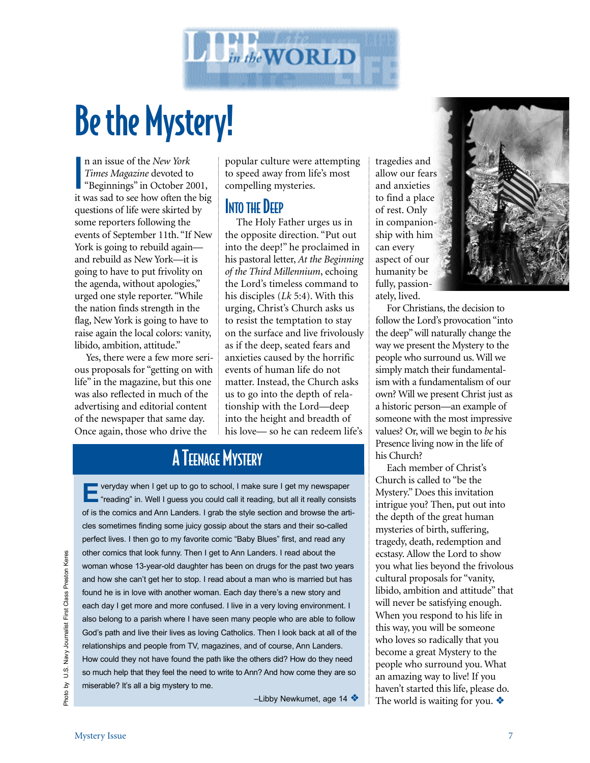# Be the Mystery!

In an issue of the *New York Times Magazine* devoted to "Beginnings" in October 2001, it was sad to see how often the big questions of life were skirted by some reporters following the events of September 11th. "If New York is going to rebuild again—and rebuild as New York—it is going to have to put frivolity on the agenda, without apologies," urged one style reporter. "While the nation finds strength in the flag, New York is going to have to raise again the local colors: vanity, libido, ambition, attitude."

Yes, there were a few more serious proposals for "getting on with life" in the magazine, but this one was also reflected in much of the advertising and editorial content of the newspaper that same day. Once again, those who drive the popular culture were attempting to speed away from life's most compelling mysteries.

## Into the Deep

The Holy Father urges us in the opposite direction. "Put out into the deep!" he proclaimed in his pastoral letter, *At the Beginning of the Third Millennium*, echoing the Lord's timeless command to his disciples (*Lk* 5:4). With this urging, Christ's Church asks us to resist the temptation to stay on the surface and live frivolously as if the deep, seated fears and anxieties caused by the horrific events of human life do not matter. Instead, the Church asks us to go into the depth of relationship with the Lord—deep into the height and breadth of his love— so he can redeem life's tragedies and allow our fears and anxieties to find a place of rest. Only in companionship with him can every aspect of our humanity be fully, passionately, lived.

For Christians, the decision to follow the Lord's provocation "into the deep" will naturally change the way we present the Mystery to the people who surround us. Will we simply match their fundamentalism with a fundamentalism of our own? Will we present Christ just as a historic person—an example of someone with the most impressive values? Or, will we begin to *be* his Presence living now in the life of his Church?

Each member of Christ's Church is called to "be the Mystery." Does this invitation intrigue you? Then, put out into the depth of the great human mysteries of birth, suffering, tragedy, death, redemption and ecstasy. Allow the Lord to show you what lies beyond the frivolous cultural proposals for "vanity, libido, ambition and attitude" that will never be satisfying enough. When you respond to his life in this way, you will be someone who loves so radically that you become a great Mystery to the people who surround you. What an amazing way to live! If you haven't started this life, please do. The world is waiting for you. ❖

Photo by U.S. Navy Journalist First Class Preston Keres

## A Teenage Mystery

Everyday when I get up to go to school, I make sure I get my newspaper "reading" in. Well I guess you could call it reading, but all it really consists of is the comics and Ann Landers. I grab the style section and browse the articles sometimes finding some juicy gossip about the stars and their so-called perfect lives. I then go to my favorite comic "Baby Blues" first, and read any other comics that look funny. Then I get to Ann Landers. I read about the woman whose 13-year-old daughter has been on drugs for the past two years and how she can't get her to stop. I read about a man who is married but has found he is in love with another woman. Each day there's a new story and each day I get more and more confused. I live in a very loving environment. I also belong to a parish where I have seen many people who are able to follow God's path and live their lives as loving Catholics. Then I look back at all of the relationships and people from TV, magazines, and of course, Ann Landers. How could they not have found the path like the others did? How do they need so much help that they feel the need to write to Ann? And how come they are so miserable? It's all a big mystery to me.

–Libby Newkumet, age 14 ❖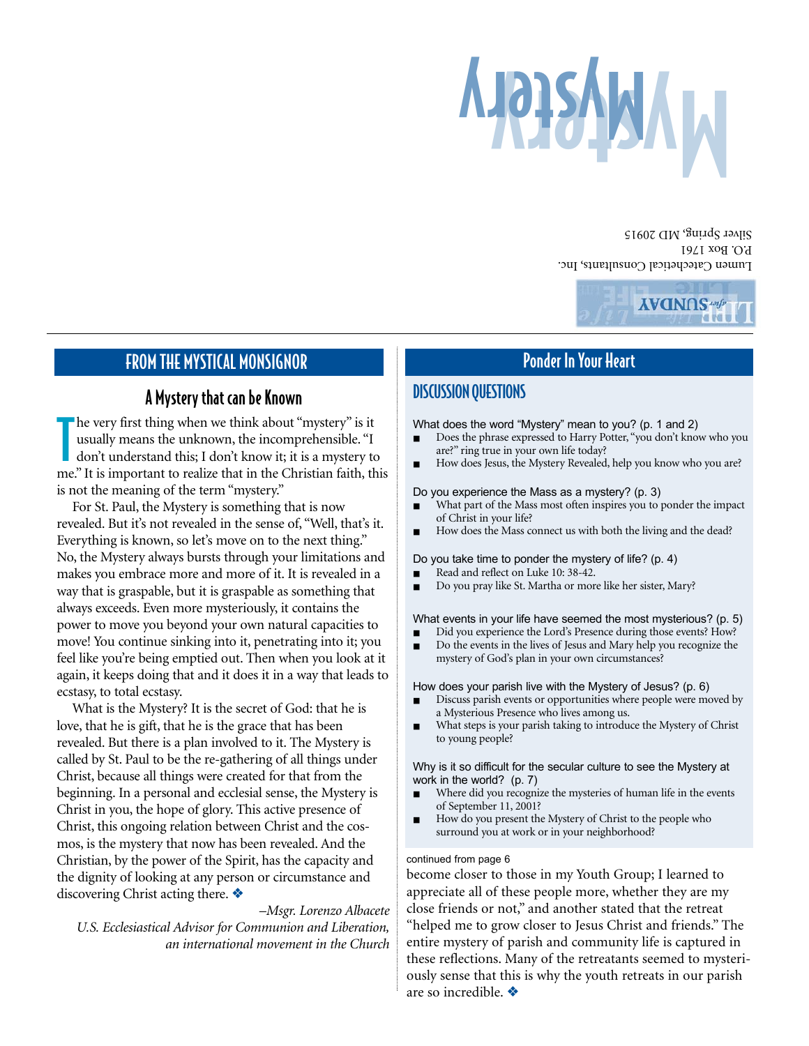Lumen Catechetical Consultants, Inc.
P.O. Box 1761
Silver Spring, MD 20915

## FROM THE MYSTICAL MONSIGNOR

### A Mystery that can be Known

The very first thing when we think about "mystery" is it usually means the unknown, the incomprehensible. "I don't understand this; I don't know it; it is a mystery to me." It is important to realize that in the Christian faith, this is not the meaning of the term "mystery."

For St. Paul, the Mystery is something that is now revealed. But it's not revealed in the sense of, "Well, that's it. Everything is known, so let's move on to the next thing." No, the Mystery always bursts through your limitations and makes you embrace more and more of it. It is revealed in a way that is graspable, but it is graspable as something that always exceeds. Even more mysteriously, it contains the power to move you beyond your own natural capacities to move! You continue sinking into it, penetrating into it; you feel like you're being emptied out. Then when you look at it again, it keeps doing that and it does it in a way that leads to ecstasy, to total ecstasy.

What is the Mystery? It is the secret of God: that he is love, that he is gift, that he is the grace that has been revealed. But there is a plan involved to it. The Mystery is called by St. Paul to be the re-gathering of all things under Christ, because all things were created for that from the beginning. In a personal and ecclesial sense, the Mystery is Christ in you, the hope of glory. This active presence of Christ, this ongoing relation between Christ and the cosmos, is the mystery that now has been revealed. And the Christian, by the power of the Spirit, has the capacity and the dignity of looking at any person or circumstance and discovering Christ acting there. ❖

*–Msgr. Lorenzo Albacete*
*U.S. Ecclesiastical Advisor for Communion and Liberation, an international movement in the Church*

## Ponder In Your Heart

### DISCUSSION QUESTIONS

What does the word "Mystery" mean to you? (p. 1 and 2)

- Does the phrase expressed to Harry Potter, "you don't know who you are?" ring true in your own life today?
- How does Jesus, the Mystery Revealed, help you know who you are?

Do you experience the Mass as a mystery? (p. 3)

- What part of the Mass most often inspires you to ponder the impact of Christ in your life?
- How does the Mass connect us with both the living and the dead?

Do you take time to ponder the mystery of life? (p. 4)

- Read and reflect on Luke 10: 38-42.
- Do you pray like St. Martha or more like her sister, Mary?

What events in your life have seemed the most mysterious? (p. 5)

- Did you experience the Lord's Presence during those events? How?
- Do the events in the lives of Jesus and Mary help you recognize the mystery of God's plan in your own circumstances?

How does your parish live with the Mystery of Jesus? (p. 6)

- Discuss parish events or opportunities where people were moved by a Mysterious Presence who lives among us.
- What steps is your parish taking to introduce the Mystery of Christ to young people?

Why is it so difficult for the secular culture to see the Mystery at work in the world? (p. 7)

- Where did you recognize the mysteries of human life in the events of September 11, 2001?
- How do you present the Mystery of Christ to the people who surround you at work or in your neighborhood?

continued from page 6

become closer to those in my Youth Group; I learned to appreciate all of these people more, whether they are my close friends or not," and another stated that the retreat "helped me to grow closer to Jesus Christ and friends." The entire mystery of parish and community life is captured in these reflections. Many of the retreatants seemed to mysteriously sense that this is why the youth retreats in our parish are so incredible. ❖